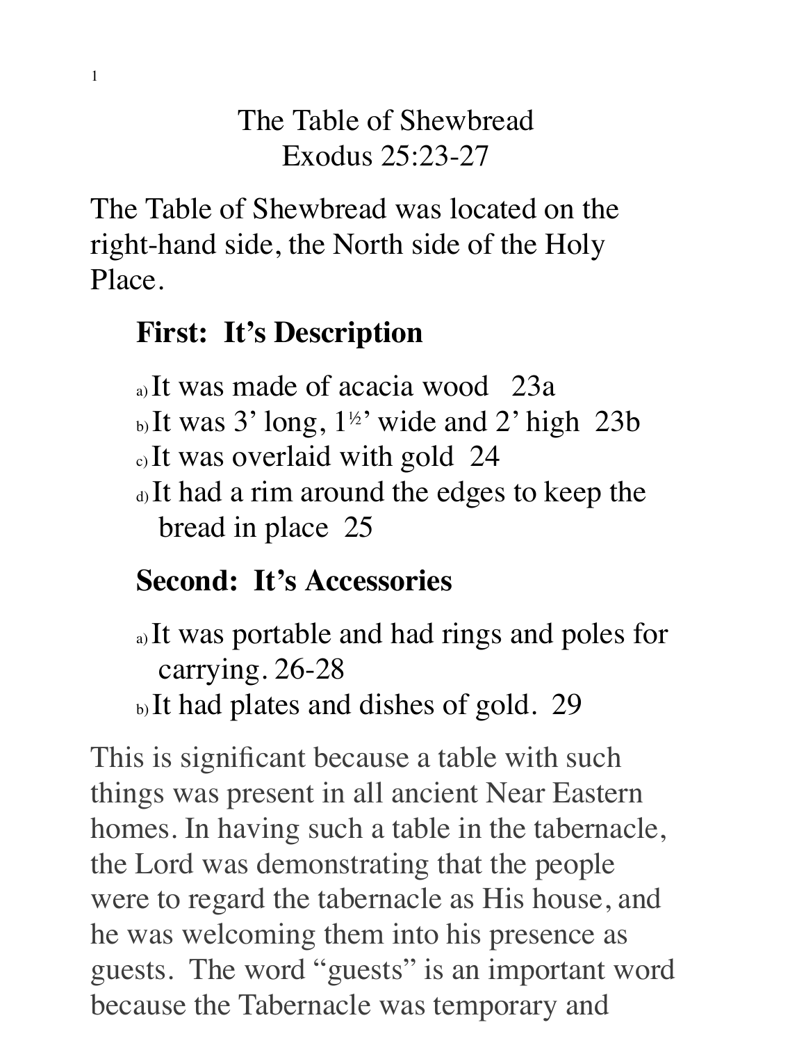# The Table of Shewbread
## Exodus 25:23-27

The Table of Shewbread was located on the right-hand side, the North side of the Holy Place.

### First: It's Description

a) It was made of acacia wood 23a
b) It was 3' long, 1½' wide and 2' high 23b
c) It was overlaid with gold 24
d) It had a rim around the edges to keep the bread in place 25

### Second: It's Accessories

a) It was portable and had rings and poles for carrying. 26-28
b) It had plates and dishes of gold. 29

This is significant because a table with such things was present in all ancient Near Eastern homes. In having such a table in the tabernacle, the Lord was demonstrating that the people were to regard the tabernacle as His house, and he was welcoming them into his presence as guests. The word "guests" is an important word because the Tabernacle was temporary and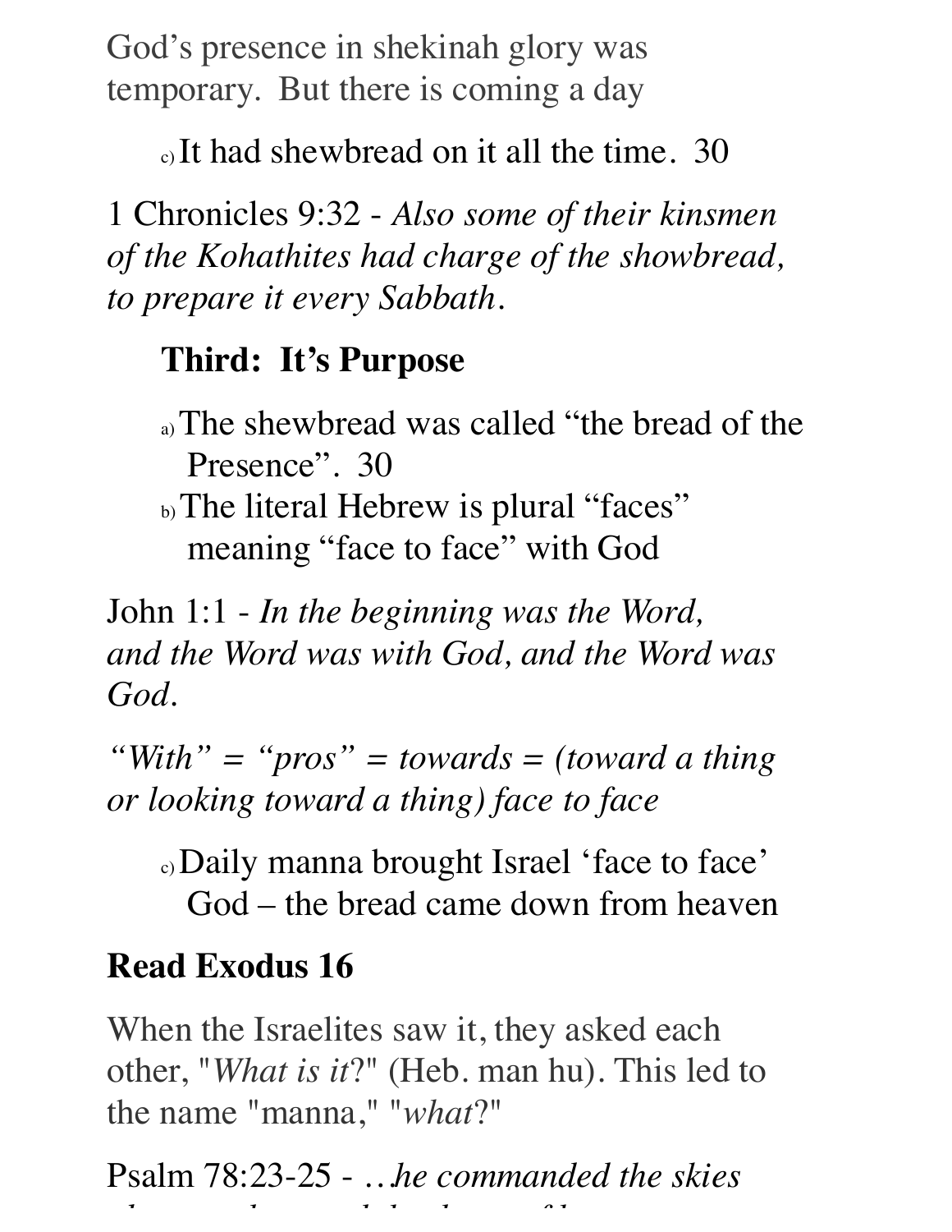God's presence in shekinah glory was temporary. But there is coming a day

c) It had shewbread on it all the time. 30

1 Chronicles 9:32 - *Also some of their kinsmen of the Kohathites had charge of the showbread, to prepare it every Sabbath*.

**Third: It's Purpose**

a) The shewbread was called "the bread of the Presence". 30
b) The literal Hebrew is plural "faces" meaning "face to face" with God

John 1:1 - *In the beginning was the Word, and the Word was with God, and the Word was God*.

*"With" = "pros" = towards = (toward a thing or looking toward a thing) face to face*

c) Daily manna brought Israel 'face to face' God – the bread came down from heaven

**Read Exodus 16**

When the Israelites saw it, they asked each other, "*What is it*?" (Heb. man hu). This led to the name "manna," "*what*?"

Psalm 78:23-25 - *…he commanded the skies*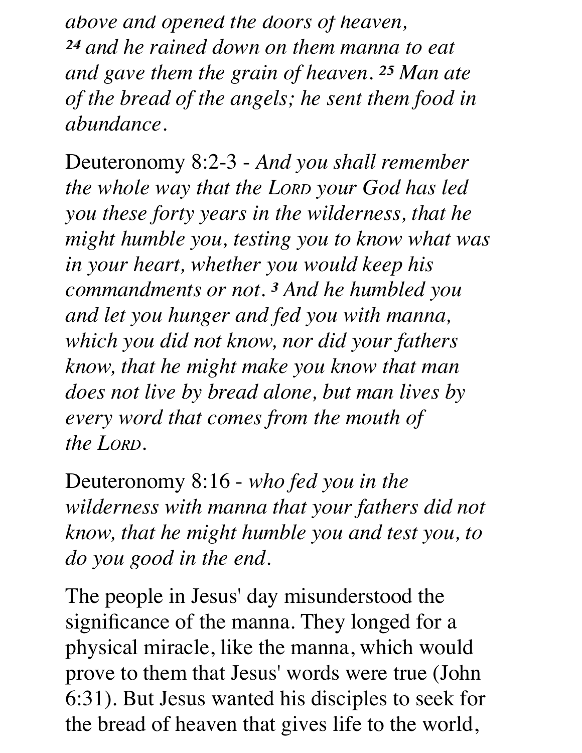*above and opened the doors of heaven, [24] and he rained down on them manna to eat and gave them the grain of heaven. [25] Man ate of the bread of the angels; he sent them food in abundance.*

Deuteronomy 8:2-3 - *And you shall remember the whole way that the LORD your God has led you these forty years in the wilderness, that he might humble you, testing you to know what was in your heart, whether you would keep his commandments or not. [3] And he humbled you and let you hunger and fed you with manna, which you did not know, nor did your fathers know, that he might make you know that man does not live by bread alone, but man lives by every word that comes from the mouth of the LORD.*

Deuteronomy 8:16 - *who fed you in the wilderness with manna that your fathers did not know, that he might humble you and test you, to do you good in the end.*

The people in Jesus' day misunderstood the significance of the manna. They longed for a physical miracle, like the manna, which would prove to them that Jesus' words were true (John 6:31). But Jesus wanted his disciples to seek for the bread of heaven that gives life to the world,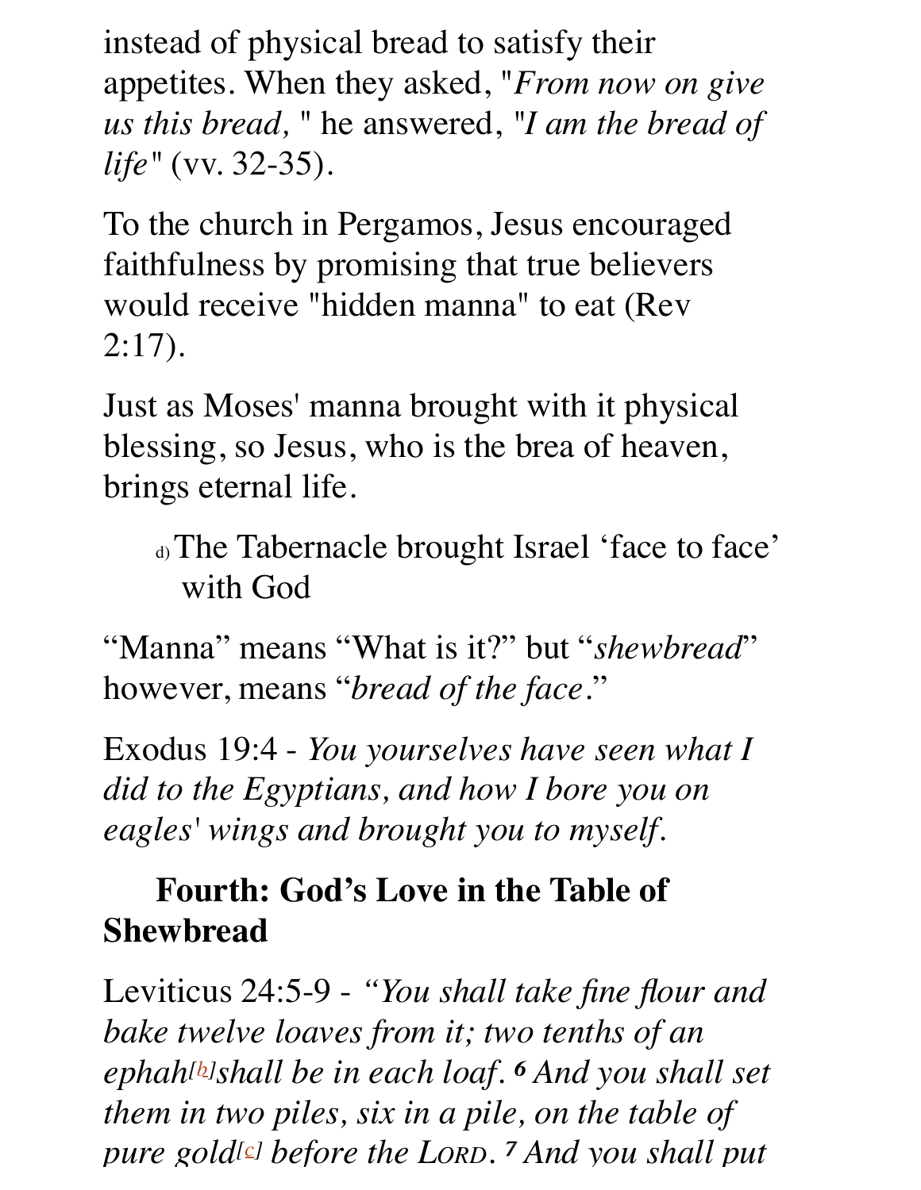instead of physical bread to satisfy their appetites. When they asked, "*From now on give us this bread,* " he answered, "*I am the bread of life*" (vv. 32-35).

To the church in Pergamos, Jesus encouraged faithfulness by promising that true believers would receive "hidden manna" to eat (Rev 2:17).

Just as Moses' manna brought with it physical blessing, so Jesus, who is the brea of heaven, brings eternal life.

d) The Tabernacle brought Israel 'face to face' with God

"Manna" means "What is it?" but "*shewbread*" however, means "*bread of the face*."

Exodus 19:4 - *You yourselves have seen what I did to the Egyptians, and how I bore you on eagles' wings and brought you to myself.*

**Fourth: God's Love in the Table of Shewbread**

Leviticus 24:5-9 - *"You shall take fine flour and bake twelve loaves from it; two tenths of an ephah*[b] *shall be in each loaf.* ***6*** *And you shall set them in two piles, six in a pile, on the table of pure gold*[c] *before the LORD.* ***7*** *And you shall put*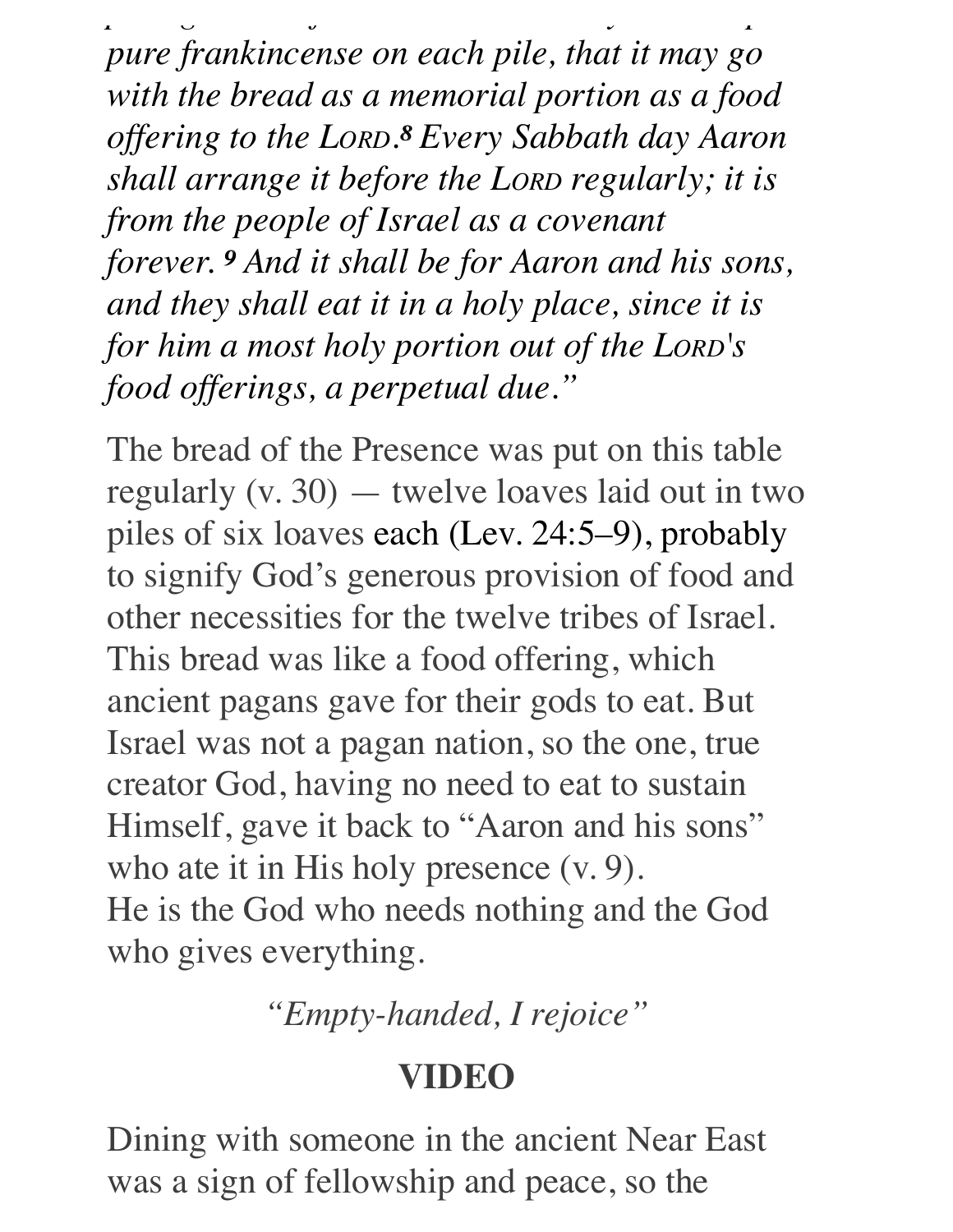*pure frankincense on each pile, that it may go with the bread as a memorial portion as a food offering to the LORD.[8] Every Sabbath day Aaron shall arrange it before the LORD regularly; it is from the people of Israel as a covenant forever.[9] And it shall be for Aaron and his sons, and they shall eat it in a holy place, since it is for him a most holy portion out of the LORD's food offerings, a perpetual due."*

The bread of the Presence was put on this table regularly (v. 30) — twelve loaves laid out in two piles of six loaves each (Lev. 24:5–9), probably to signify God's generous provision of food and other necessities for the twelve tribes of Israel. This bread was like a food offering, which ancient pagans gave for their gods to eat. But Israel was not a pagan nation, so the one, true creator God, having no need to eat to sustain Himself, gave it back to "Aaron and his sons" who ate it in His holy presence (v. 9).
He is the God who needs nothing and the God who gives everything.

*"Empty-handed, I rejoice"*

**VIDEO**

Dining with someone in the ancient Near East was a sign of fellowship and peace, so the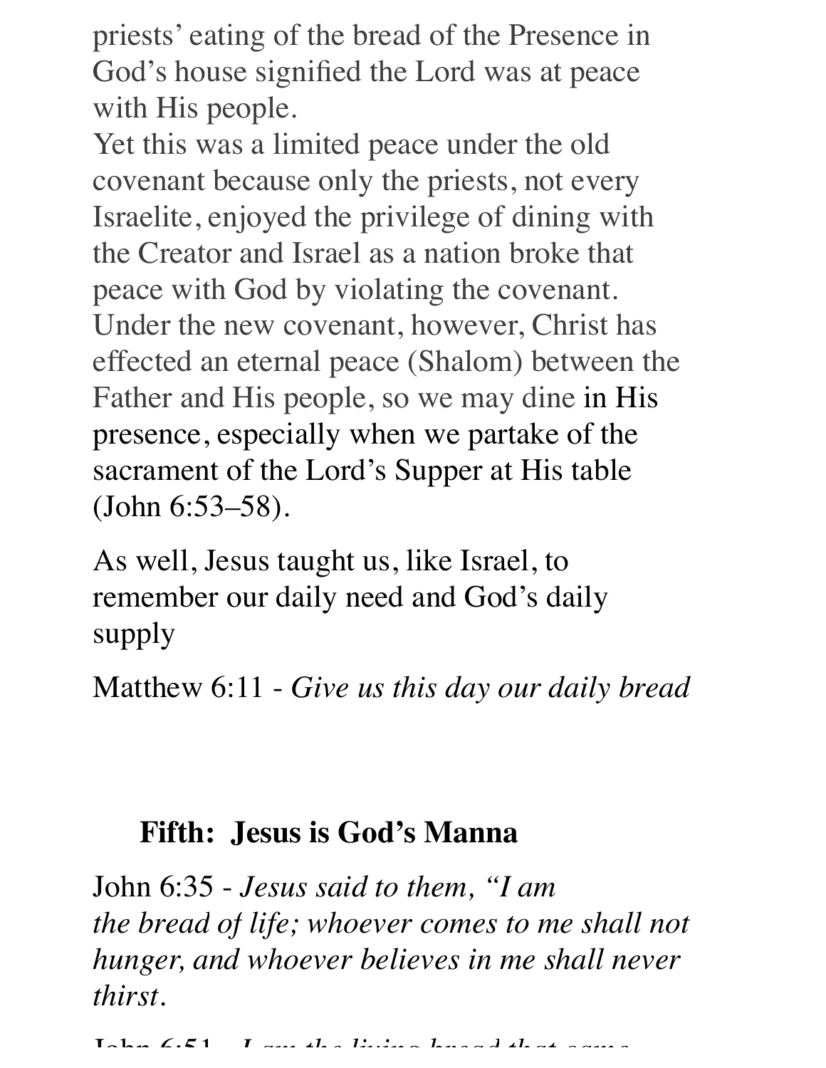priests' eating of the bread of the Presence in God's house signified the Lord was at peace with His people.

Yet this was a limited peace under the old covenant because only the priests, not every Israelite, enjoyed the privilege of dining with the Creator and Israel as a nation broke that peace with God by violating the covenant. Under the new covenant, however, Christ has effected an eternal peace (Shalom) between the Father and His people, so we may dine in His presence, especially when we partake of the sacrament of the Lord's Supper at His table (John 6:53–58).

As well, Jesus taught us, like Israel, to remember our daily need and God's daily supply

Matthew 6:11 - *Give us this day our daily bread*

### Fifth: Jesus is God's Manna

John 6:35 - *Jesus said to them, "I am the bread of life; whoever comes to me shall not hunger, and whoever believes in me shall never thirst*.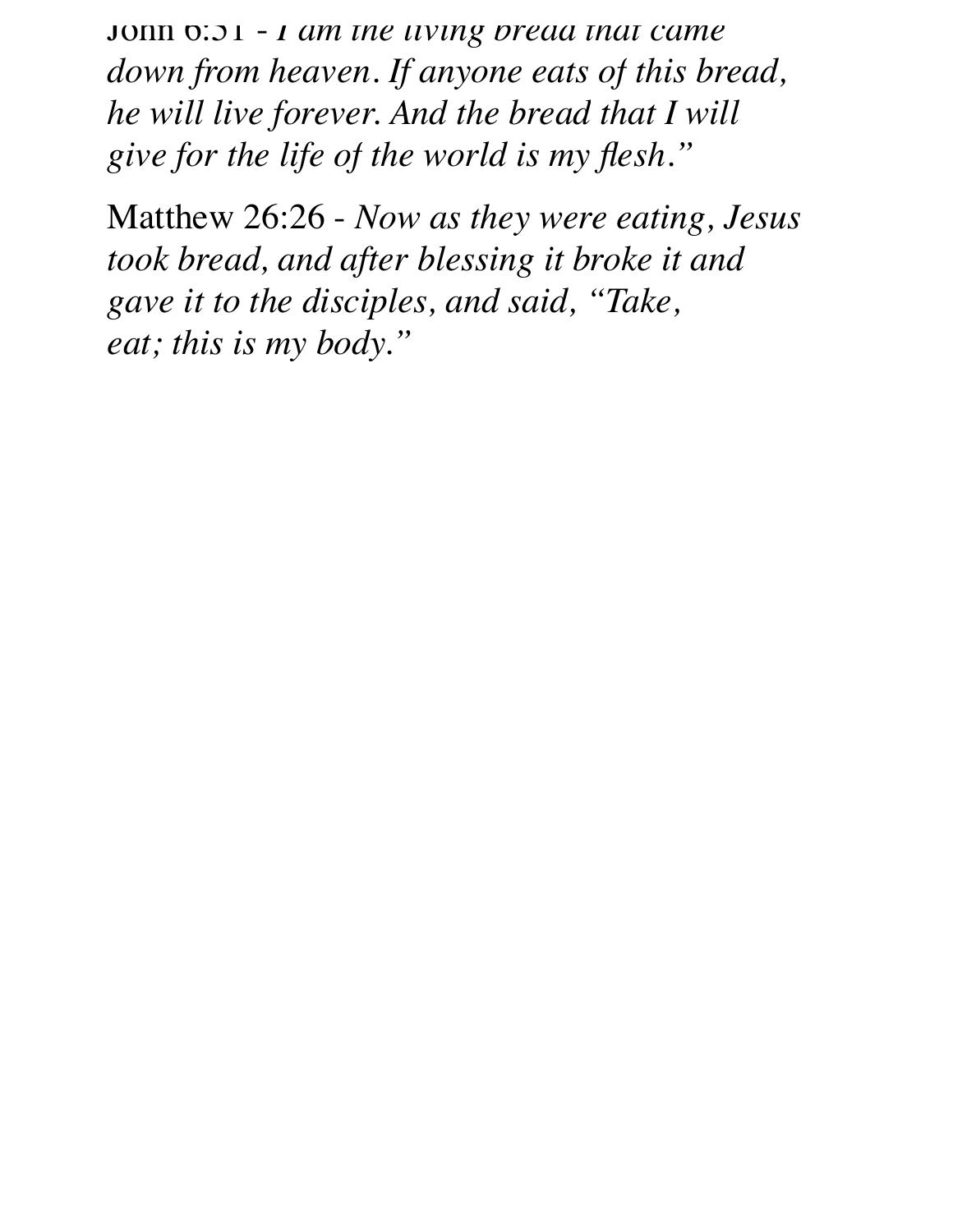John 6:51 - *I am the living bread that came down from heaven. If anyone eats of this bread, he will live forever. And the bread that I will give for the life of the world is my flesh."*

Matthew 26:26 - *Now as they were eating, Jesus took bread, and after blessing it broke it and gave it to the disciples, and said, "Take, eat; this is my body."*